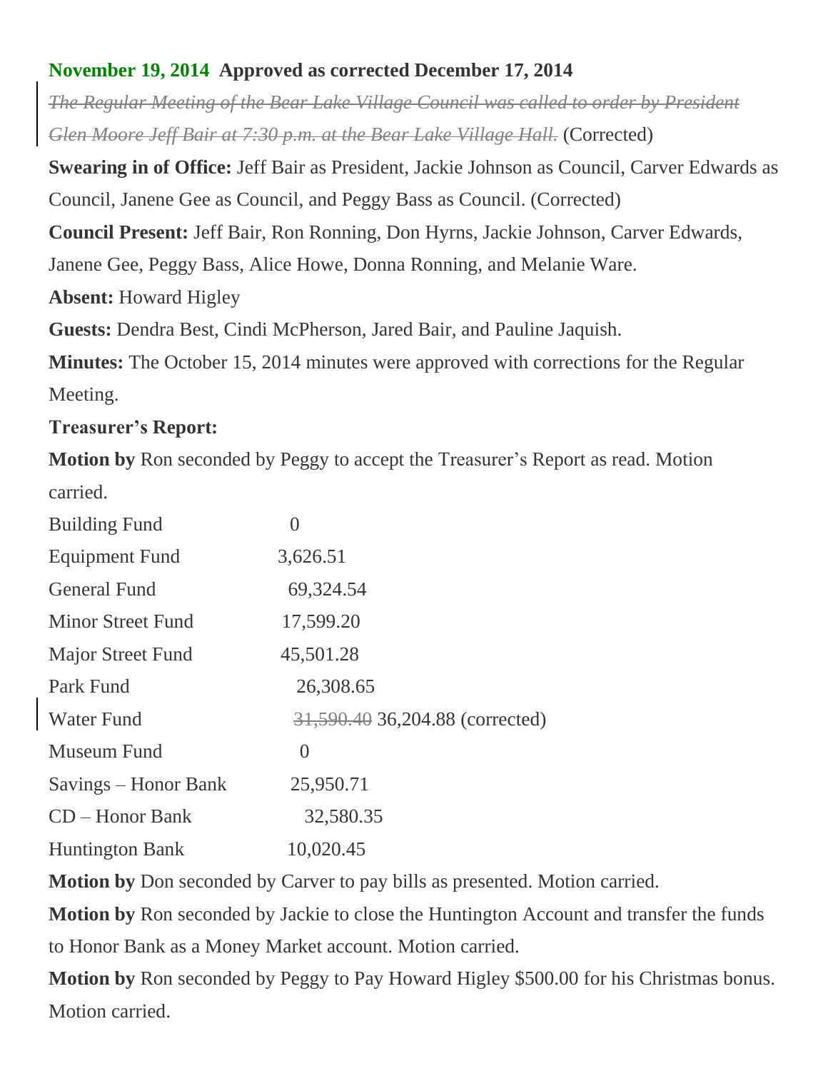**November 19, 2014 Approved as corrected December 17, 2014**

~~*The Regular Meeting of the Bear Lake Village Council was called to order by President Glen Moore Jeff Bair at 7:30 p.m. at the Bear Lake Village Hall.*~~ (Corrected)

**Swearing in of Office:** Jeff Bair as President, Jackie Johnson as Council, Carver Edwards as Council, Janene Gee as Council, and Peggy Bass as Council. (Corrected)

**Council Present:** Jeff Bair, Ron Ronning, Don Hyrns, Jackie Johnson, Carver Edwards, Janene Gee, Peggy Bass, Alice Howe, Donna Ronning, and Melanie Ware.

**Absent:** Howard Higley

**Guests:** Dendra Best, Cindi McPherson, Jared Bair, and Pauline Jaquish.

**Minutes:** The October 15, 2014 minutes were approved with corrections for the Regular Meeting.

**Treasurer's Report:**

**Motion by** Ron seconded by Peggy to accept the Treasurer's Report as read. Motion carried.

| | |
|---|---|
| Building Fund | 0 |
| Equipment Fund | 3,626.51 |
| General Fund | 69,324.54 |
| Minor Street Fund | 17,599.20 |
| Major Street Fund | 45,501.28 |
| Park Fund | 26,308.65 |
| Water Fund | ~~31,590.40~~ 36,204.88 (corrected) |
| Museum Fund | 0 |
| Savings – Honor Bank | 25,950.71 |
| CD – Honor Bank | 32,580.35 |
| Huntington Bank | 10,020.45 |

**Motion by** Don seconded by Carver to pay bills as presented. Motion carried.

**Motion by** Ron seconded by Jackie to close the Huntington Account and transfer the funds to Honor Bank as a Money Market account. Motion carried.

**Motion by** Ron seconded by Peggy to Pay Howard Higley $500.00 for his Christmas bonus. Motion carried.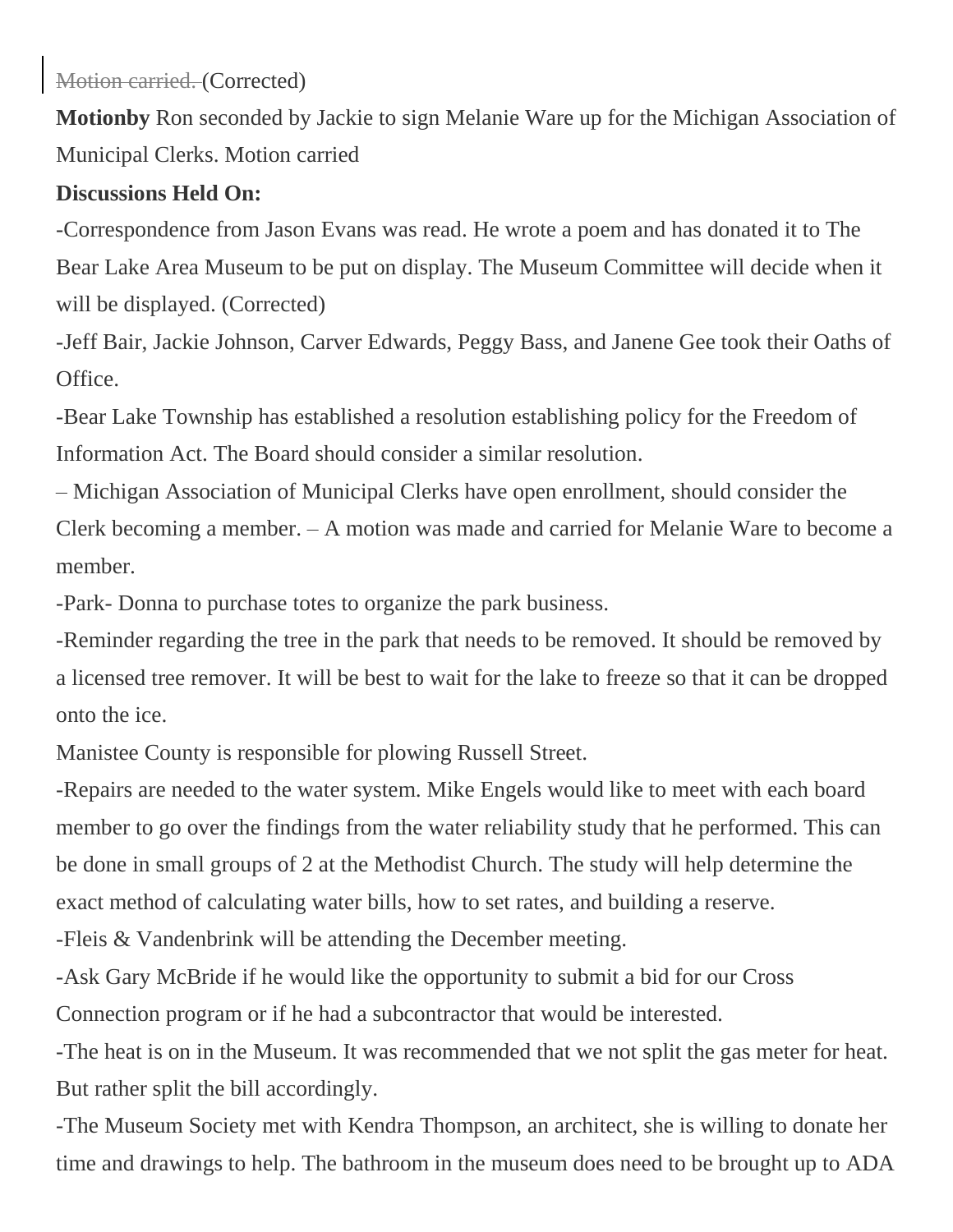~~Motion carried.~~ (Corrected)

**Motionby** Ron seconded by Jackie to sign Melanie Ware up for the Michigan Association of Municipal Clerks. Motion carried

**Discussions Held On:**

-Correspondence from Jason Evans was read. He wrote a poem and has donated it to The Bear Lake Area Museum to be put on display. The Museum Committee will decide when it will be displayed. (Corrected)

-Jeff Bair, Jackie Johnson, Carver Edwards, Peggy Bass, and Janene Gee took their Oaths of Office.

-Bear Lake Township has established a resolution establishing policy for the Freedom of Information Act. The Board should consider a similar resolution.

– Michigan Association of Municipal Clerks have open enrollment, should consider the Clerk becoming a member. – A motion was made and carried for Melanie Ware to become a member.

-Park- Donna to purchase totes to organize the park business.

-Reminder regarding the tree in the park that needs to be removed. It should be removed by a licensed tree remover. It will be best to wait for the lake to freeze so that it can be dropped onto the ice.

Manistee County is responsible for plowing Russell Street.

-Repairs are needed to the water system. Mike Engels would like to meet with each board member to go over the findings from the water reliability study that he performed. This can be done in small groups of 2 at the Methodist Church. The study will help determine the exact method of calculating water bills, how to set rates, and building a reserve.

-Fleis & Vandenbrink will be attending the December meeting.

-Ask Gary McBride if he would like the opportunity to submit a bid for our Cross Connection program or if he had a subcontractor that would be interested.

-The heat is on in the Museum. It was recommended that we not split the gas meter for heat. But rather split the bill accordingly.

-The Museum Society met with Kendra Thompson, an architect, she is willing to donate her time and drawings to help. The bathroom in the museum does need to be brought up to ADA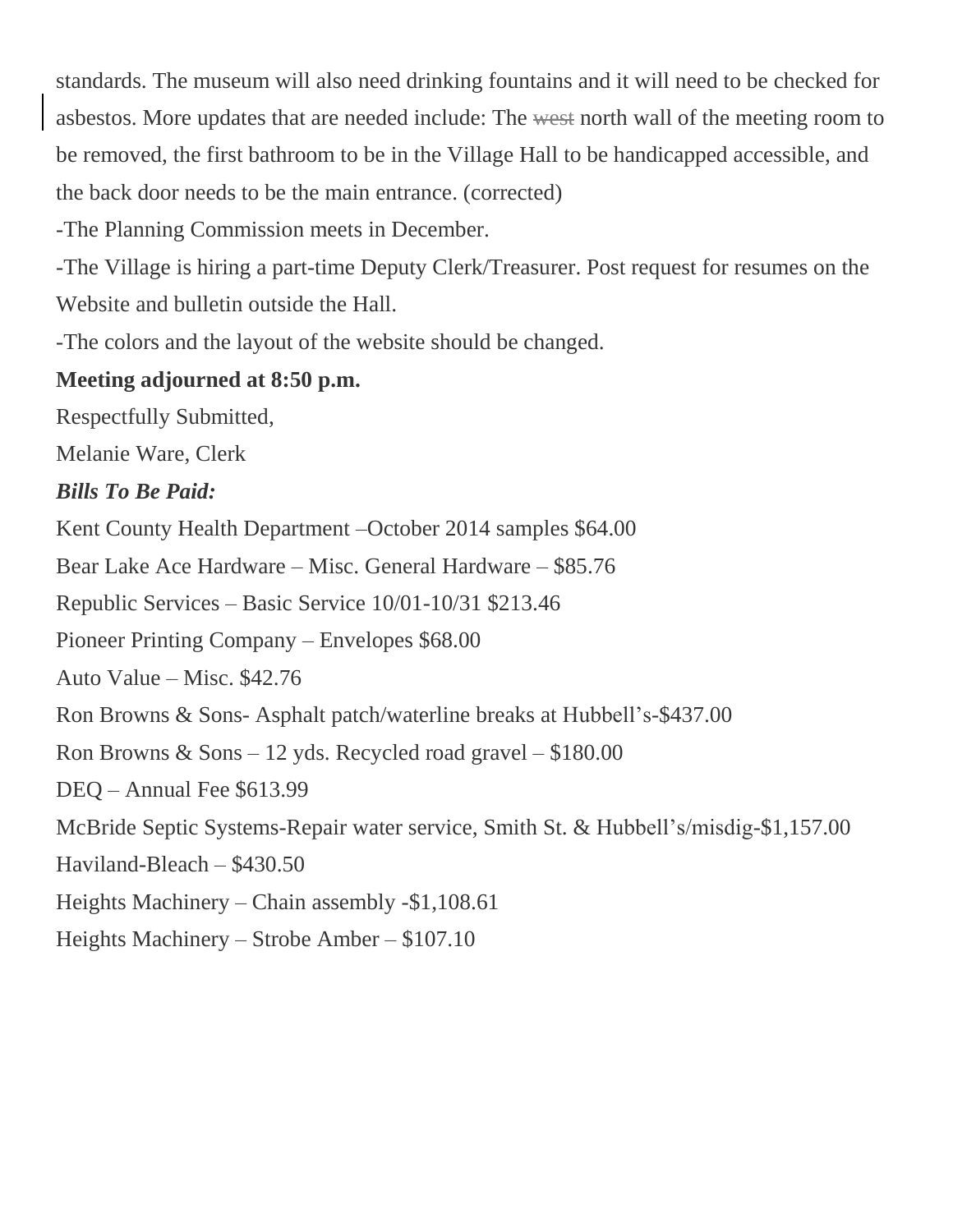standards. The museum will also need drinking fountains and it will need to be checked for asbestos. More updates that are needed include: The ~~west~~ north wall of the meeting room to be removed, the first bathroom to be in the Village Hall to be handicapped accessible, and the back door needs to be the main entrance. (corrected)

-The Planning Commission meets in December.

-The Village is hiring a part-time Deputy Clerk/Treasurer. Post request for resumes on the Website and bulletin outside the Hall.

-The colors and the layout of the website should be changed.

**Meeting adjourned at 8:50 p.m.**

Respectfully Submitted,

Melanie Ware, Clerk

***Bills To Be Paid:***

Kent County Health Department –October 2014 samples $64.00

Bear Lake Ace Hardware – Misc. General Hardware – $85.76

Republic Services – Basic Service 10/01-10/31 $213.46

Pioneer Printing Company – Envelopes $68.00

Auto Value – Misc. $42.76

Ron Browns & Sons- Asphalt patch/waterline breaks at Hubbell's-$437.00

Ron Browns & Sons – 12 yds. Recycled road gravel – $180.00

DEQ – Annual Fee $613.99

McBride Septic Systems-Repair water service, Smith St. & Hubbell's/misdig-$1,157.00

Haviland-Bleach – $430.50

Heights Machinery – Chain assembly -$1,108.61

Heights Machinery – Strobe Amber – $107.10